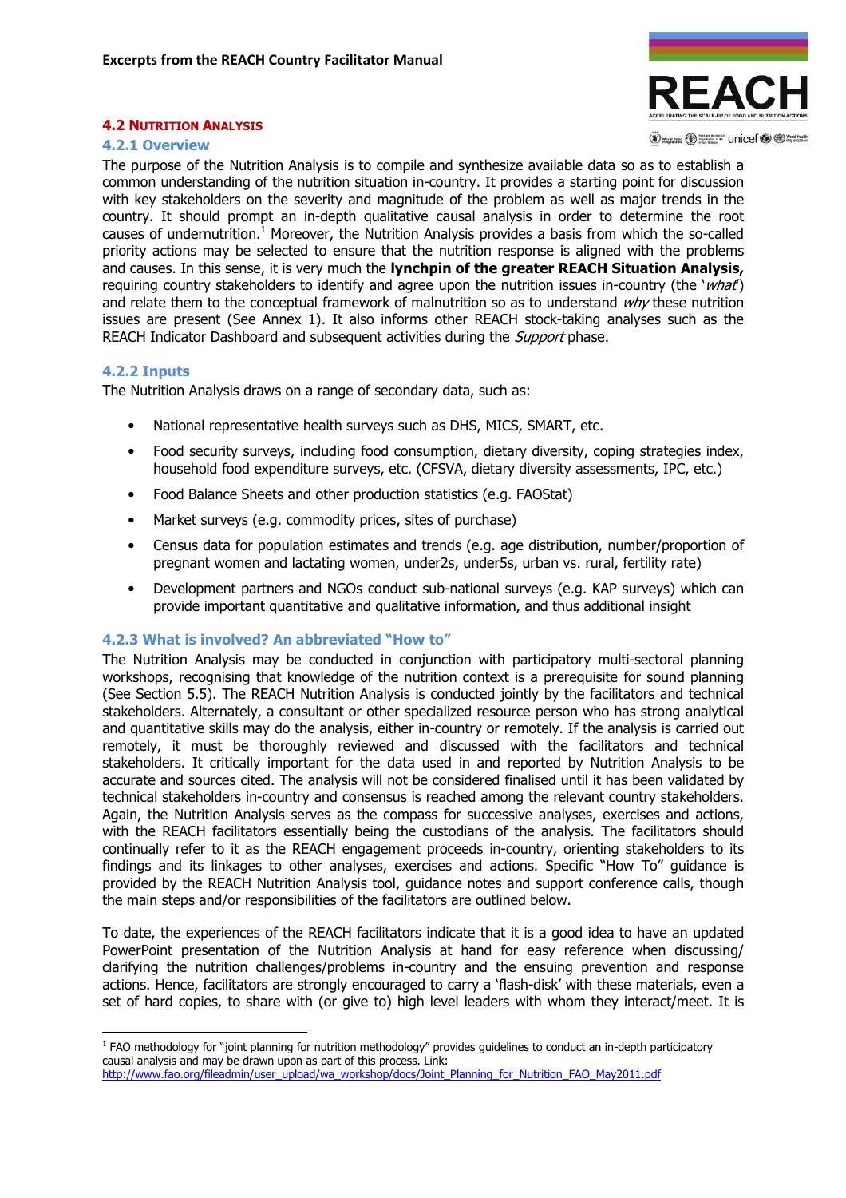**Excerpts from the REACH Country Facilitator Manual**

## 4.2 Nutrition Analysis

### 4.2.1 Overview

The purpose of the Nutrition Analysis is to compile and synthesize available data so as to establish a common understanding of the nutrition situation in-country. It provides a starting point for discussion with key stakeholders on the severity and magnitude of the problem as well as major trends in the country. It should prompt an in-depth qualitative causal analysis in order to determine the root causes of undernutrition.[1] Moreover, the Nutrition Analysis provides a basis from which the so-called priority actions may be selected to ensure that the nutrition response is aligned with the problems and causes. In this sense, it is very much the **lynchpin of the greater REACH Situation Analysis,** requiring country stakeholders to identify and agree upon the nutrition issues in-country (the '*what*') and relate them to the conceptual framework of malnutrition so as to understand *why* these nutrition issues are present (See Annex 1). It also informs other REACH stock-taking analyses such as the REACH Indicator Dashboard and subsequent activities during the *Support* phase.

### 4.2.2 Inputs

The Nutrition Analysis draws on a range of secondary data, such as:

- National representative health surveys such as DHS, MICS, SMART, etc.
- Food security surveys, including food consumption, dietary diversity, coping strategies index, household food expenditure surveys, etc. (CFSVA, dietary diversity assessments, IPC, etc.)
- Food Balance Sheets and other production statistics (e.g. FAOStat)
- Market surveys (e.g. commodity prices, sites of purchase)
- Census data for population estimates and trends (e.g. age distribution, number/proportion of pregnant women and lactating women, under2s, under5s, urban vs. rural, fertility rate)
- Development partners and NGOs conduct sub-national surveys (e.g. KAP surveys) which can provide important quantitative and qualitative information, and thus additional insight

### 4.2.3 What is involved? An abbreviated "How to"

The Nutrition Analysis may be conducted in conjunction with participatory multi-sectoral planning workshops, recognising that knowledge of the nutrition context is a prerequisite for sound planning (See Section 5.5). The REACH Nutrition Analysis is conducted jointly by the facilitators and technical stakeholders. Alternately, a consultant or other specialized resource person who has strong analytical and quantitative skills may do the analysis, either in-country or remotely. If the analysis is carried out remotely, it must be thoroughly reviewed and discussed with the facilitators and technical stakeholders. It critically important for the data used in and reported by Nutrition Analysis to be accurate and sources cited. The analysis will not be considered finalised until it has been validated by technical stakeholders in-country and consensus is reached among the relevant country stakeholders. Again, the Nutrition Analysis serves as the compass for successive analyses, exercises and actions, with the REACH facilitators essentially being the custodians of the analysis. The facilitators should continually refer to it as the REACH engagement proceeds in-country, orienting stakeholders to its findings and its linkages to other analyses, exercises and actions. Specific "How To" guidance is provided by the REACH Nutrition Analysis tool, guidance notes and support conference calls, though the main steps and/or responsibilities of the facilitators are outlined below.

To date, the experiences of the REACH facilitators indicate that it is a good idea to have an updated PowerPoint presentation of the Nutrition Analysis at hand for easy reference when discussing/ clarifying the nutrition challenges/problems in-country and the ensuing prevention and response actions. Hence, facilitators are strongly encouraged to carry a 'flash-disk' with these materials, even a set of hard copies, to share with (or give to) high level leaders with whom they interact/meet. It is

---

[1] FAO methodology for "joint planning for nutrition methodology" provides guidelines to conduct an in-depth participatory causal analysis and may be drawn upon as part of this process. Link: http://www.fao.org/fileadmin/user_upload/wa_workshop/docs/Joint_Planning_for_Nutrition_FAO_May2011.pdf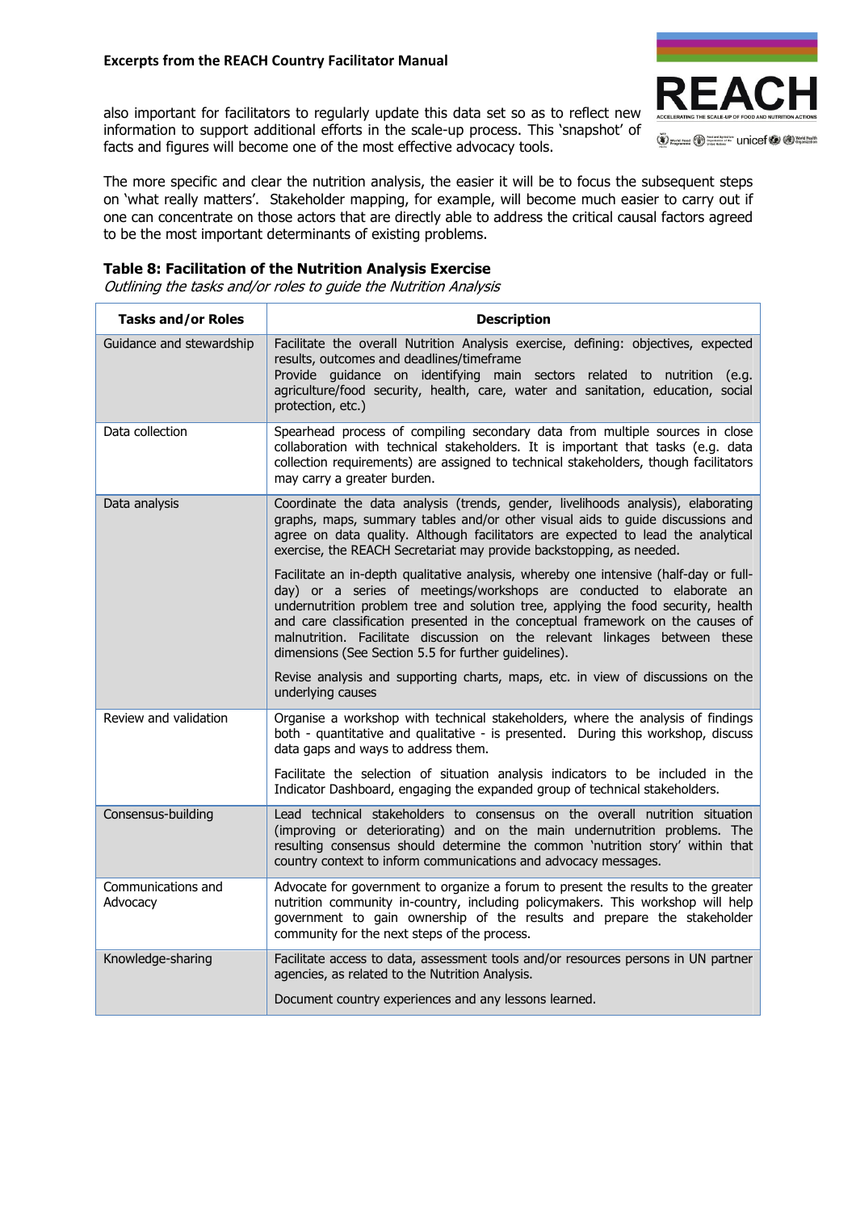also important for facilitators to regularly update this data set so as to reflect new information to support additional efforts in the scale-up process. This 'snapshot' of facts and figures will become one of the most effective advocacy tools.

The more specific and clear the nutrition analysis, the easier it will be to focus the subsequent steps on 'what really matters'. Stakeholder mapping, for example, will become much easier to carry out if one can concentrate on those actors that are directly able to address the critical causal factors agreed to be the most important determinants of existing problems.

**Table 8: Facilitation of the Nutrition Analysis Exercise**

*Outlining the tasks and/or roles to guide the Nutrition Analysis*

| Tasks and/or Roles | Description |
|---|---|
| Guidance and stewardship | Facilitate the overall Nutrition Analysis exercise, defining: objectives, expected results, outcomes and deadlines/timeframe<br>Provide guidance on identifying main sectors related to nutrition (e.g. agriculture/food security, health, care, water and sanitation, education, social protection, etc.) |
| Data collection | Spearhead process of compiling secondary data from multiple sources in close collaboration with technical stakeholders. It is important that tasks (e.g. data collection requirements) are assigned to technical stakeholders, though facilitators may carry a greater burden. |
| Data analysis | Coordinate the data analysis (trends, gender, livelihoods analysis), elaborating graphs, maps, summary tables and/or other visual aids to guide discussions and agree on data quality. Although facilitators are expected to lead the analytical exercise, the REACH Secretariat may provide backstopping, as needed.<br><br>Facilitate an in-depth qualitative analysis, whereby one intensive (half-day or full-day) or a series of meetings/workshops are conducted to elaborate an undernutrition problem tree and solution tree, applying the food security, health and care classification presented in the conceptual framework on the causes of malnutrition. Facilitate discussion on the relevant linkages between these dimensions (See Section 5.5 for further guidelines).<br><br>Revise analysis and supporting charts, maps, etc. in view of discussions on the underlying causes |
| Review and validation | Organise a workshop with technical stakeholders, where the analysis of findings both - quantitative and qualitative - is presented. During this workshop, discuss data gaps and ways to address them.<br><br>Facilitate the selection of situation analysis indicators to be included in the Indicator Dashboard, engaging the expanded group of technical stakeholders. |
| Consensus-building | Lead technical stakeholders to consensus on the overall nutrition situation (improving or deteriorating) and on the main undernutrition problems. The resulting consensus should determine the common 'nutrition story' within that country context to inform communications and advocacy messages. |
| Communications and Advocacy | Advocate for government to organize a forum to present the results to the greater nutrition community in-country, including policymakers. This workshop will help government to gain ownership of the results and prepare the stakeholder community for the next steps of the process. |
| Knowledge-sharing | Facilitate access to data, assessment tools and/or resources persons in UN partner agencies, as related to the Nutrition Analysis.<br><br>Document country experiences and any lessons learned. |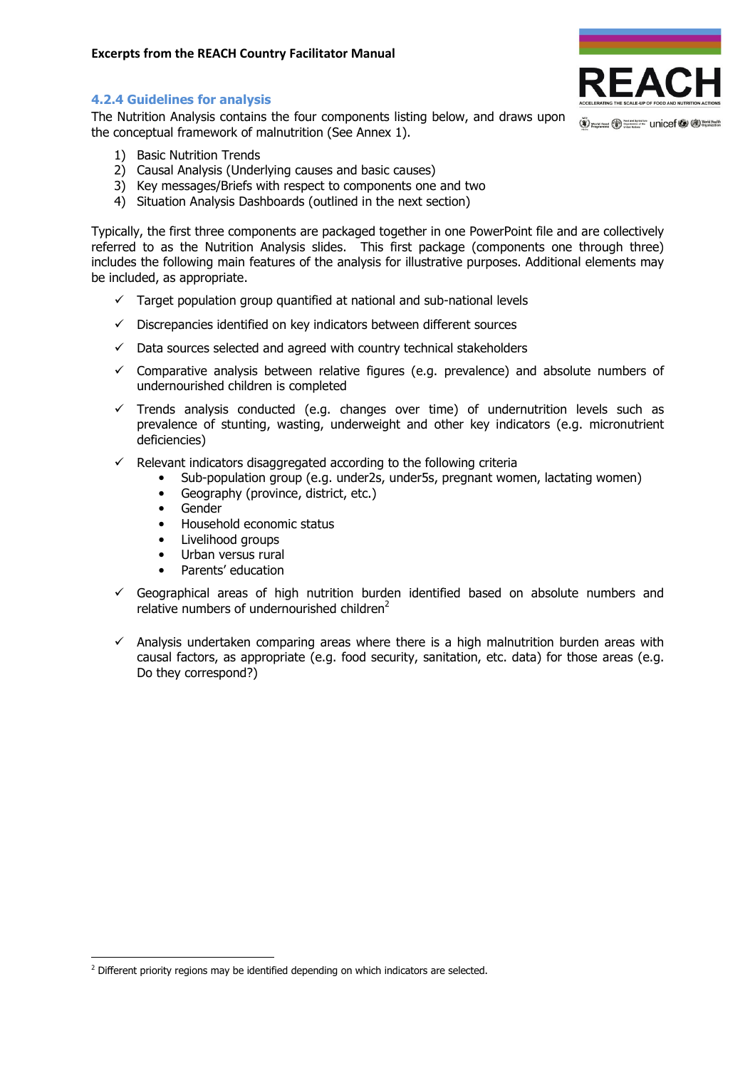### 4.2.4 Guidelines for analysis

The Nutrition Analysis contains the four components listing below, and draws upon the conceptual framework of malnutrition (See Annex 1).

1) Basic Nutrition Trends
2) Causal Analysis (Underlying causes and basic causes)
3) Key messages/Briefs with respect to components one and two
4) Situation Analysis Dashboards (outlined in the next section)

Typically, the first three components are packaged together in one PowerPoint file and are collectively referred to as the Nutrition Analysis slides. This first package (components one through three) includes the following main features of the analysis for illustrative purposes. Additional elements may be included, as appropriate.

- ✓ Target population group quantified at national and sub-national levels
- ✓ Discrepancies identified on key indicators between different sources
- ✓ Data sources selected and agreed with country technical stakeholders
- ✓ Comparative analysis between relative figures (e.g. prevalence) and absolute numbers of undernourished children is completed
- ✓ Trends analysis conducted (e.g. changes over time) of undernutrition levels such as prevalence of stunting, wasting, underweight and other key indicators (e.g. micronutrient deficiencies)
- ✓ Relevant indicators disaggregated according to the following criteria
  - Sub-population group (e.g. under2s, under5s, pregnant women, lactating women)
  - Geography (province, district, etc.)
  - Gender
  - Household economic status
  - Livelihood groups
  - Urban versus rural
  - Parents' education
- ✓ Geographical areas of high nutrition burden identified based on absolute numbers and relative numbers of undernourished children[2]
- ✓ Analysis undertaken comparing areas where there is a high malnutrition burden areas with causal factors, as appropriate (e.g. food security, sanitation, etc. data) for those areas (e.g. Do they correspond?)

[2] Different priority regions may be identified depending on which indicators are selected.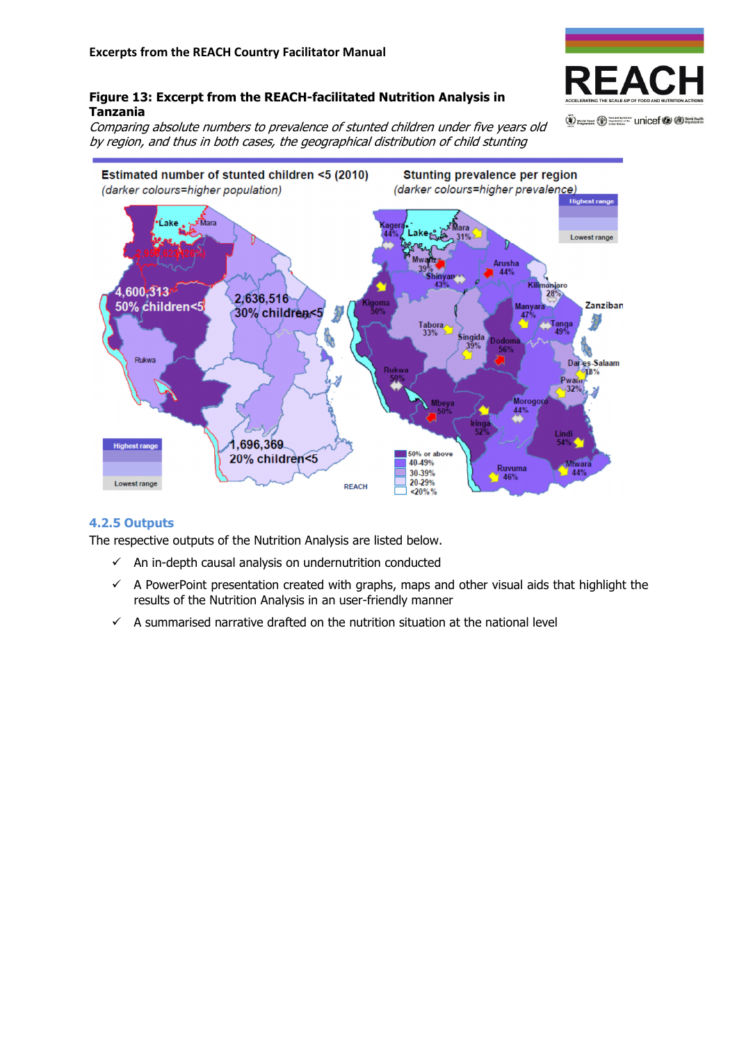**Figure 13: Excerpt from the REACH-facilitated Nutrition Analysis in Tanzania**

*Comparing absolute numbers to prevalence of stunted children under five years old by region, and thus in both cases, the geographical distribution of child stunting*

### 4.2.5 Outputs

The respective outputs of the Nutrition Analysis are listed below.

- ✓ An in-depth causal analysis on undernutrition conducted
- ✓ A PowerPoint presentation created with graphs, maps and other visual aids that highlight the results of the Nutrition Analysis in an user-friendly manner
- ✓ A summarised narrative drafted on the nutrition situation at the national level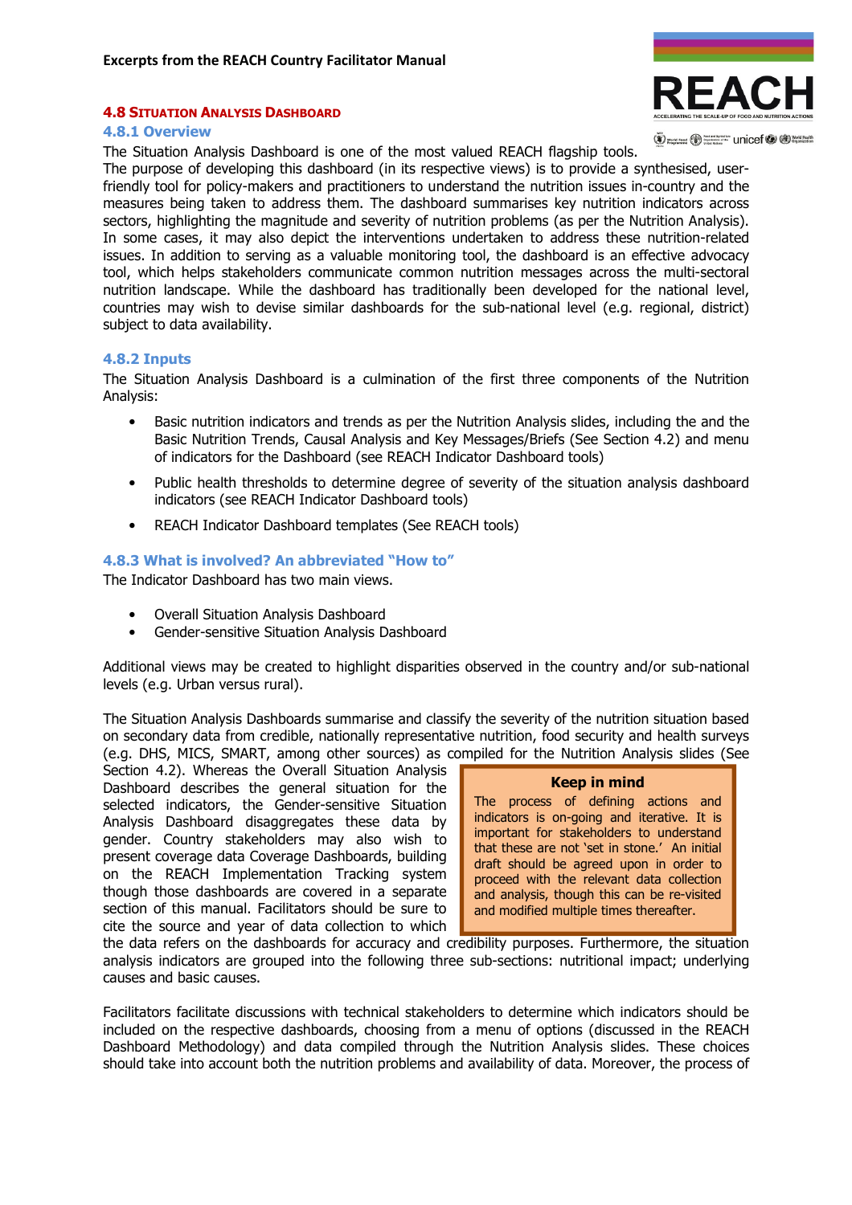**Excerpts from the REACH Country Facilitator Manual**

## 4.8 Situation Analysis Dashboard

### 4.8.1 Overview

The Situation Analysis Dashboard is one of the most valued REACH flagship tools. The purpose of developing this dashboard (in its respective views) is to provide a synthesised, user-friendly tool for policy-makers and practitioners to understand the nutrition issues in-country and the measures being taken to address them. The dashboard summarises key nutrition indicators across sectors, highlighting the magnitude and severity of nutrition problems (as per the Nutrition Analysis). In some cases, it may also depict the interventions undertaken to address these nutrition-related issues. In addition to serving as a valuable monitoring tool, the dashboard is an effective advocacy tool, which helps stakeholders communicate common nutrition messages across the multi-sectoral nutrition landscape. While the dashboard has traditionally been developed for the national level, countries may wish to devise similar dashboards for the sub-national level (e.g. regional, district) subject to data availability.

### 4.8.2 Inputs

The Situation Analysis Dashboard is a culmination of the first three components of the Nutrition Analysis:

- Basic nutrition indicators and trends as per the Nutrition Analysis slides, including the and the Basic Nutrition Trends, Causal Analysis and Key Messages/Briefs (See Section 4.2) and menu of indicators for the Dashboard (see REACH Indicator Dashboard tools)
- Public health thresholds to determine degree of severity of the situation analysis dashboard indicators (see REACH Indicator Dashboard tools)
- REACH Indicator Dashboard templates (See REACH tools)

### 4.8.3 What is involved? An abbreviated "How to"

The Indicator Dashboard has two main views.

- Overall Situation Analysis Dashboard
- Gender-sensitive Situation Analysis Dashboard

Additional views may be created to highlight disparities observed in the country and/or sub-national levels (e.g. Urban versus rural).

The Situation Analysis Dashboards summarise and classify the severity of the nutrition situation based on secondary data from credible, nationally representative nutrition, food security and health surveys (e.g. DHS, MICS, SMART, among other sources) as compiled for the Nutrition Analysis slides (See Section 4.2). Whereas the Overall Situation Analysis Dashboard describes the general situation for the selected indicators, the Gender-sensitive Situation Analysis Dashboard disaggregates these data by gender. Country stakeholders may also wish to present coverage data Coverage Dashboards, building on the REACH Implementation Tracking system though those dashboards are covered in a separate section of this manual. Facilitators should be sure to cite the source and year of data collection to which the data refers on the dashboards for accuracy and credibility purposes. Furthermore, the situation analysis indicators are grouped into the following three sub-sections: nutritional impact; underlying causes and basic causes.

> **Keep in mind**
>
> The process of defining actions and indicators is on-going and iterative. It is important for stakeholders to understand that these are not 'set in stone.' An initial draft should be agreed upon in order to proceed with the relevant data collection and analysis, though this can be re-visited and modified multiple times thereafter.

Facilitators facilitate discussions with technical stakeholders to determine which indicators should be included on the respective dashboards, choosing from a menu of options (discussed in the REACH Dashboard Methodology) and data compiled through the Nutrition Analysis slides. These choices should take into account both the nutrition problems and availability of data. Moreover, the process of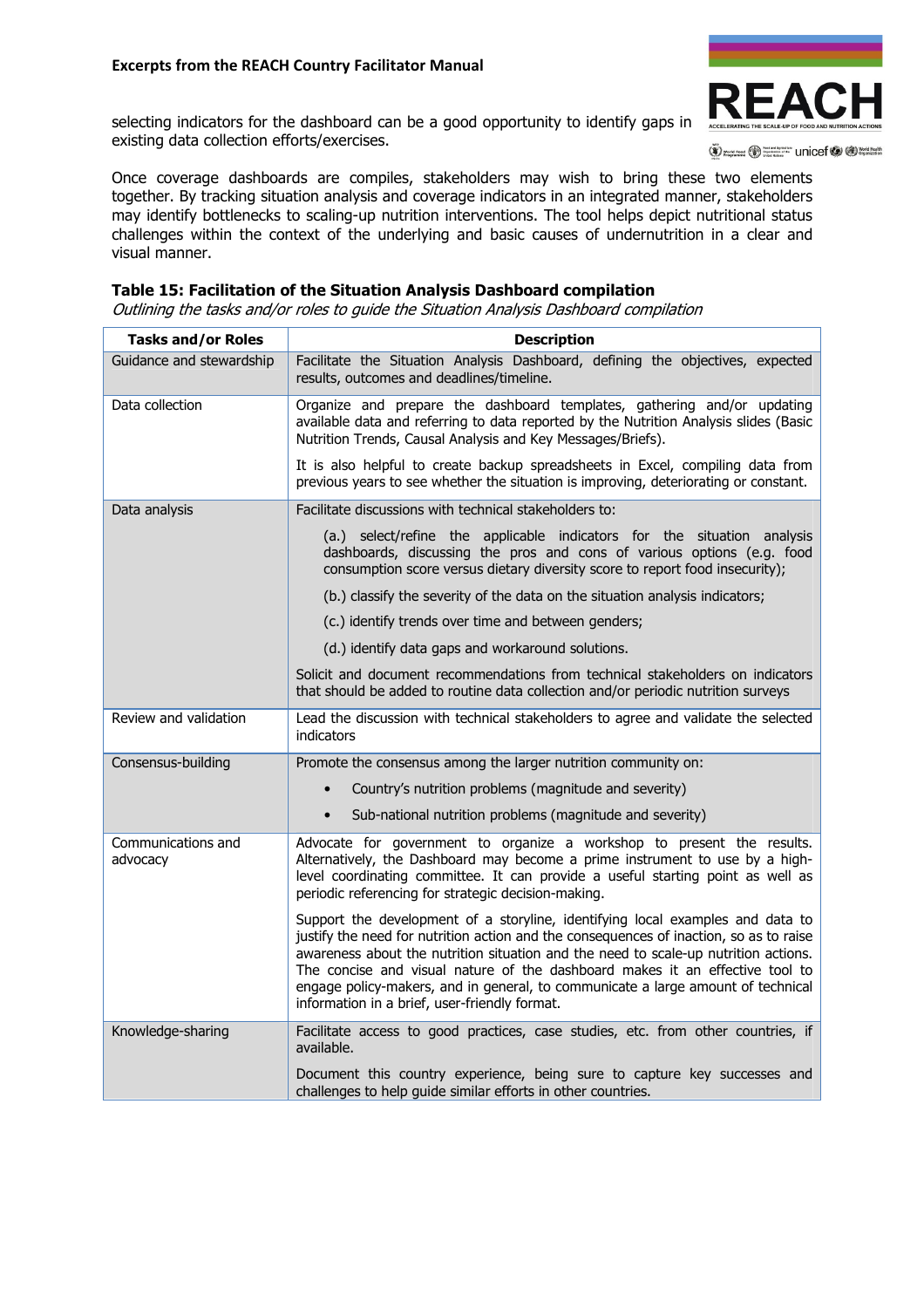selecting indicators for the dashboard can be a good opportunity to identify gaps in existing data collection efforts/exercises.

Once coverage dashboards are compiles, stakeholders may wish to bring these two elements together. By tracking situation analysis and coverage indicators in an integrated manner, stakeholders may identify bottlenecks to scaling-up nutrition interventions. The tool helps depict nutritional status challenges within the context of the underlying and basic causes of undernutrition in a clear and visual manner.

**Table 15: Facilitation of the Situation Analysis Dashboard compilation**

*Outlining the tasks and/or roles to guide the Situation Analysis Dashboard compilation*

| Tasks and/or Roles | Description |
|---|---|
| Guidance and stewardship | Facilitate the Situation Analysis Dashboard, defining the objectives, expected results, outcomes and deadlines/timeline. |
| Data collection | Organize and prepare the dashboard templates, gathering and/or updating available data and referring to data reported by the Nutrition Analysis slides (Basic Nutrition Trends, Causal Analysis and Key Messages/Briefs).<br><br>It is also helpful to create backup spreadsheets in Excel, compiling data from previous years to see whether the situation is improving, deteriorating or constant. |
| Data analysis | Facilitate discussions with technical stakeholders to:<br>(a.) select/refine the applicable indicators for the situation analysis dashboards, discussing the pros and cons of various options (e.g. food consumption score versus dietary diversity score to report food insecurity);<br>(b.) classify the severity of the data on the situation analysis indicators;<br>(c.) identify trends over time and between genders;<br>(d.) identify data gaps and workaround solutions.<br><br>Solicit and document recommendations from technical stakeholders on indicators that should be added to routine data collection and/or periodic nutrition surveys |
| Review and validation | Lead the discussion with technical stakeholders to agree and validate the selected indicators |
| Consensus-building | Promote the consensus among the larger nutrition community on:<br>• Country's nutrition problems (magnitude and severity)<br>• Sub-national nutrition problems (magnitude and severity) |
| Communications and advocacy | Advocate for government to organize a workshop to present the results. Alternatively, the Dashboard may become a prime instrument to use by a high-level coordinating committee. It can provide a useful starting point as well as periodic referencing for strategic decision-making.<br><br>Support the development of a storyline, identifying local examples and data to justify the need for nutrition action and the consequences of inaction, so as to raise awareness about the nutrition situation and the need to scale-up nutrition actions. The concise and visual nature of the dashboard makes it an effective tool to engage policy-makers, and in general, to communicate a large amount of technical information in a brief, user-friendly format. |
| Knowledge-sharing | Facilitate access to good practices, case studies, etc. from other countries, if available.<br><br>Document this country experience, being sure to capture key successes and challenges to help guide similar efforts in other countries. |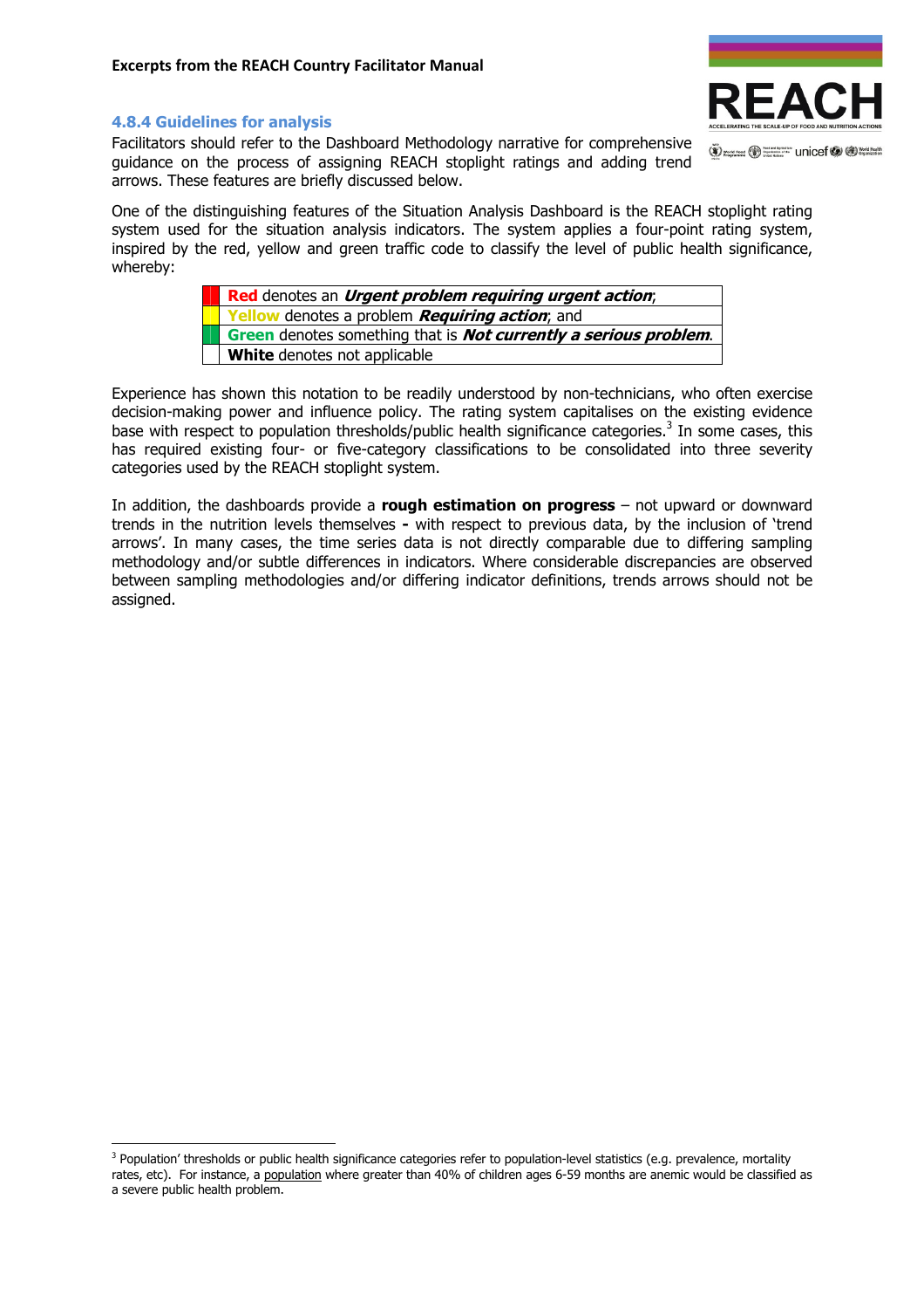**Excerpts from the REACH Country Facilitator Manual**

### 4.8.4 Guidelines for analysis

Facilitators should refer to the Dashboard Methodology narrative for comprehensive guidance on the process of assigning REACH stoplight ratings and adding trend arrows. These features are briefly discussed below.

One of the distinguishing features of the Situation Analysis Dashboard is the REACH stoplight rating system used for the situation analysis indicators. The system applies a four-point rating system, inspired by the red, yellow and green traffic code to classify the level of public health significance, whereby:

| | |
|---|---|
| | **Red** denotes an ***Urgent problem requiring urgent action***; |
| | **Yellow** denotes a problem ***Requiring action***; and |
| | **Green** denotes something that is ***Not currently a serious problem***. |
| | **White** denotes not applicable |

Experience has shown this notation to be readily understood by non-technicians, who often exercise decision-making power and influence policy. The rating system capitalises on the existing evidence base with respect to population thresholds/public health significance categories.[3] In some cases, this has required existing four- or five-category classifications to be consolidated into three severity categories used by the REACH stoplight system.

In addition, the dashboards provide a **rough estimation on progress** – not upward or downward trends in the nutrition levels themselves **-** with respect to previous data, by the inclusion of 'trend arrows'. In many cases, the time series data is not directly comparable due to differing sampling methodology and/or subtle differences in indicators. Where considerable discrepancies are observed between sampling methodologies and/or differing indicator definitions, trends arrows should not be assigned.

[3] Population' thresholds or public health significance categories refer to population-level statistics (e.g. prevalence, mortality rates, etc). For instance, a population where greater than 40% of children ages 6-59 months are anemic would be classified as a severe public health problem.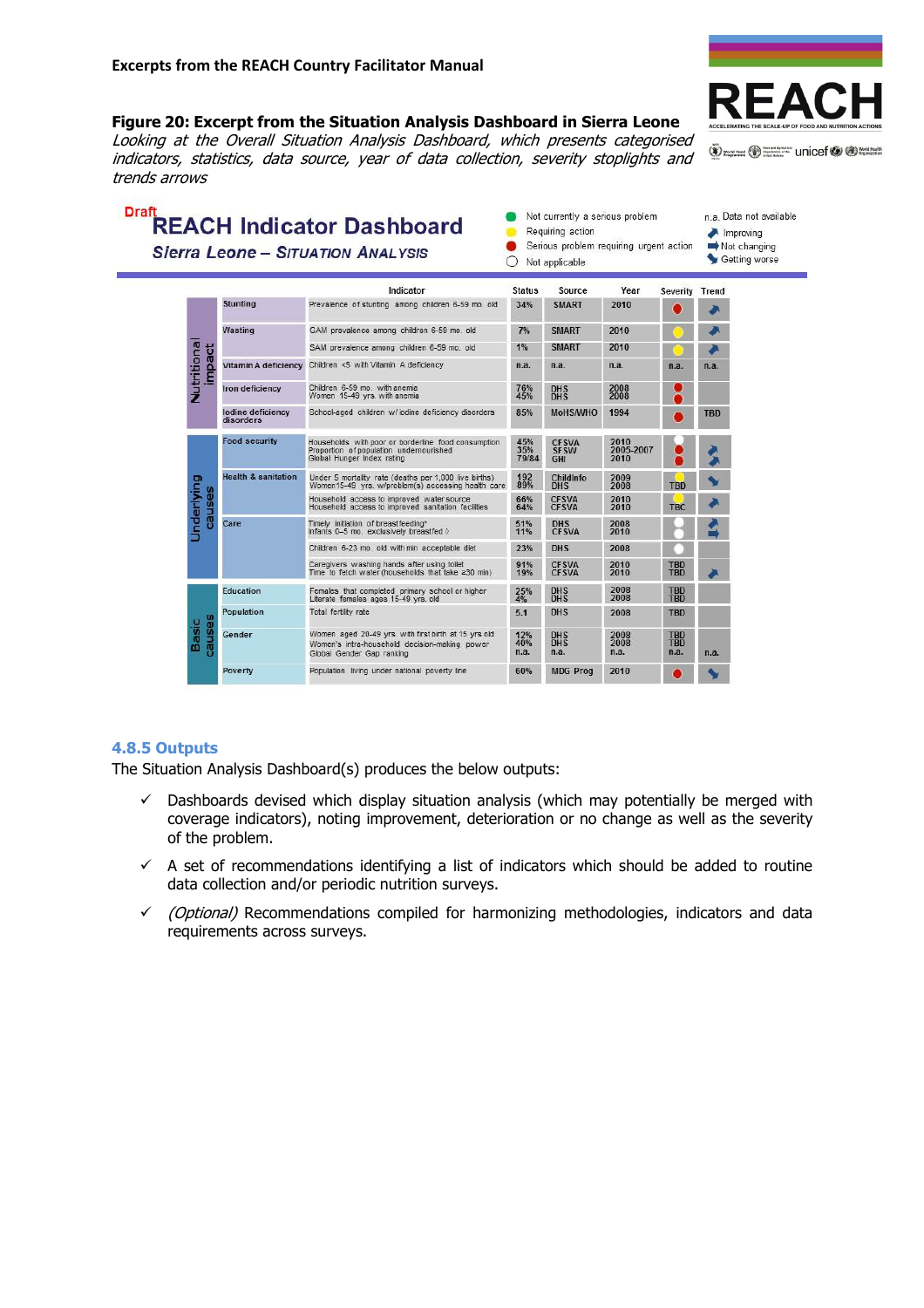**Excerpts from the REACH Country Facilitator Manual**

**Figure 20: Excerpt from the Situation Analysis Dashboard in Sierra Leone**

*Looking at the Overall Situation Analysis Dashboard, which presents categorised indicators, statistics, data source, year of data collection, severity stoplights and trends arrows*

Draft

**REACH Indicator Dashboard**

**Sierra Leone – Situation Analysis**

Legend: Green = Not currently a serious problem; Yellow = Requiring action; Red = Serious problem requiring urgent action; White = Not applicable; n.a. Data not available; Improving; Not changing; Getting worse

| | | Indicator | Status | Source | Year | Severity | Trend |
|---|---|---|---|---|---|---|---|
| Nutritional impact | Stunting | Prevalence of stunting among children 6-59 mo. old | 34% | SMART | 2010 | Red | Improving |
| | Wasting | GAM prevalence among children 6-59 mo. old | 7% | SMART | 2010 | Yellow | Improving |
| | | SAM prevalence among children 6-59 mo. old | 1% | SMART | 2010 | Yellow | Improving |
| | Vitamin A deficiency | Children <5 with Vitamin A deficiency | n.a. | n.a. | n.a. | n.a. | n.a. |
| | Iron deficiency | Children 6-59 mo. with anemia<br>Women 15-49 yrs. with anemia | 76%<br>45% | DHS<br>DHS | 2008<br>2008 | Red<br>Red | |
| | Iodine deficiency disorders | School-aged children w/ iodine deficiency disorders | 85% | MoHS/WHO | 1994 | Red | TBD |
| Underlying causes | Food security | Households with poor or borderline food consumption<br>Proportion of population undernourished<br>Global Hunger Index rating | 45%<br>35%<br>79/84 | CFSVA<br>SFSW<br>GHI | 2010<br>2005-2007<br>2010 | Not applicable<br>Red<br>Red | Improving<br>Improving |
| | Health & sanitation | Under 5 mortality rate (deaths per 1,000 live births)<br>Women15-49 yrs. w/problem(s) accessing health care | 192<br>89% | Childinfo<br>DHS | 2009<br>2008 | Yellow<br>TBD | Getting worse |
| | | Household access to improved water source<br>Household access to improved sanitation facilities | 66%<br>64% | CFSVA<br>CFSVA | 2010<br>2010 | TBC | Improving |
| | Care | Timely initiation of breastfeeding*<br>Infants 0–5 mo. exclusively breastfed | 51%<br>11% | DHS<br>CFSVA | 2008<br>2010 | Not applicable<br>Not applicable | Improving<br>Not changing |
| | | Children 6-23 mo. old with min acceptable diet | 23% | DHS | 2008 | Not applicable | |
| | | Caregivers washing hands after using toilet<br>Time to fetch water (households that take ≥30 min) | 91%<br>19% | CFSVA<br>CFSVA | 2010<br>2010 | TBD<br>TBD | Improving |
| Basic causes | Education | Females that completed primary school or higher<br>Literate females ages 15-49 yrs. old | 25%<br>4% | DHS<br>DHS | 2008<br>2008 | TBD<br>TBD | |
| | Population | Total fertility rate | 5.1 | DHS | 2008 | TBD | |
| | Gender | Women aged 20-49 yrs. with first birth at 15 yrs old<br>Women's intra-household decision-making power<br>Global Gender Gap ranking | 12%<br>40%<br>n.a. | DHS<br>DHS<br>n.a. | 2008<br>2008<br>n.a. | TBD<br>TBD<br>n.a. | n.a. |
| | Poverty | Population living under national poverty line | 60% | MDG Prog | 2010 | Red | Getting worse |

### 4.8.5 Outputs

The Situation Analysis Dashboard(s) produces the below outputs:

- ✓ Dashboards devised which display situation analysis (which may potentially be merged with coverage indicators), noting improvement, deterioration or no change as well as the severity of the problem.
- ✓ A set of recommendations identifying a list of indicators which should be added to routine data collection and/or periodic nutrition surveys.
- ✓ *(Optional)* Recommendations compiled for harmonizing methodologies, indicators and data requirements across surveys.